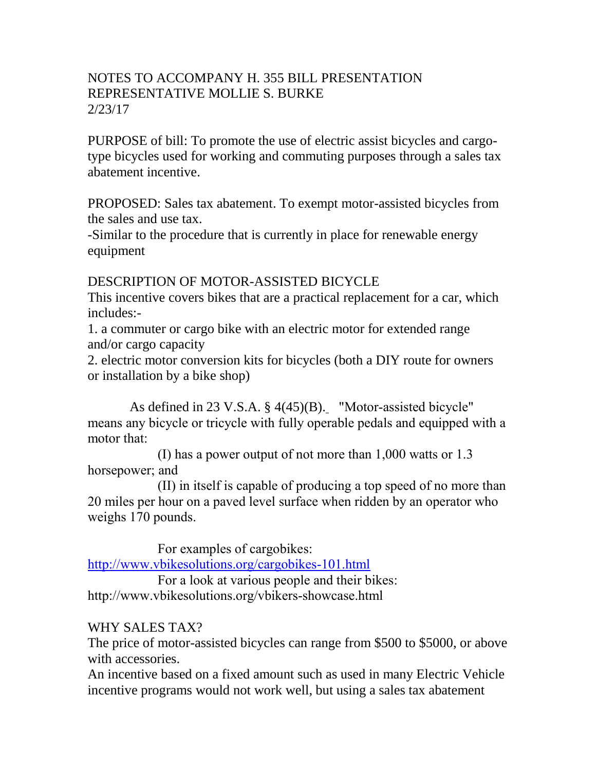NOTES TO ACCOMPANY H. 355 BILL PRESENTATION
REPRESENTATIVE MOLLIE S. BURKE
2/23/17

PURPOSE of bill: To promote the use of electric assist bicycles and cargo-type bicycles used for working and commuting purposes through a sales tax abatement incentive.

PROPOSED: Sales tax abatement. To exempt motor-assisted bicycles from the sales and use tax.
-Similar to the procedure that is currently in place for renewable energy equipment

DESCRIPTION OF MOTOR-ASSISTED BICYCLE
This incentive covers bikes that are a practical replacement for a car, which includes:-
1. a commuter or cargo bike with an electric motor for extended range and/or cargo capacity
2. electric motor conversion kits for bicycles (both a DIY route for owners or installation by a bike shop)

As defined in 23 V.S.A. § 4(45)(B). "Motor-assisted bicycle" means any bicycle or tricycle with fully operable pedals and equipped with a motor that:

(I) has a power output of not more than 1,000 watts or 1.3 horsepower; and

(II) in itself is capable of producing a top speed of no more than 20 miles per hour on a paved level surface when ridden by an operator who weighs 170 pounds.

For examples of cargobikes:
http://www.vbikesolutions.org/cargobikes-101.html
For a look at various people and their bikes:
http://www.vbikesolutions.org/vbikers-showcase.html

WHY SALES TAX?
The price of motor-assisted bicycles can range from $500 to $5000, or above with accessories.
An incentive based on a fixed amount such as used in many Electric Vehicle incentive programs would not work well, but using a sales tax abatement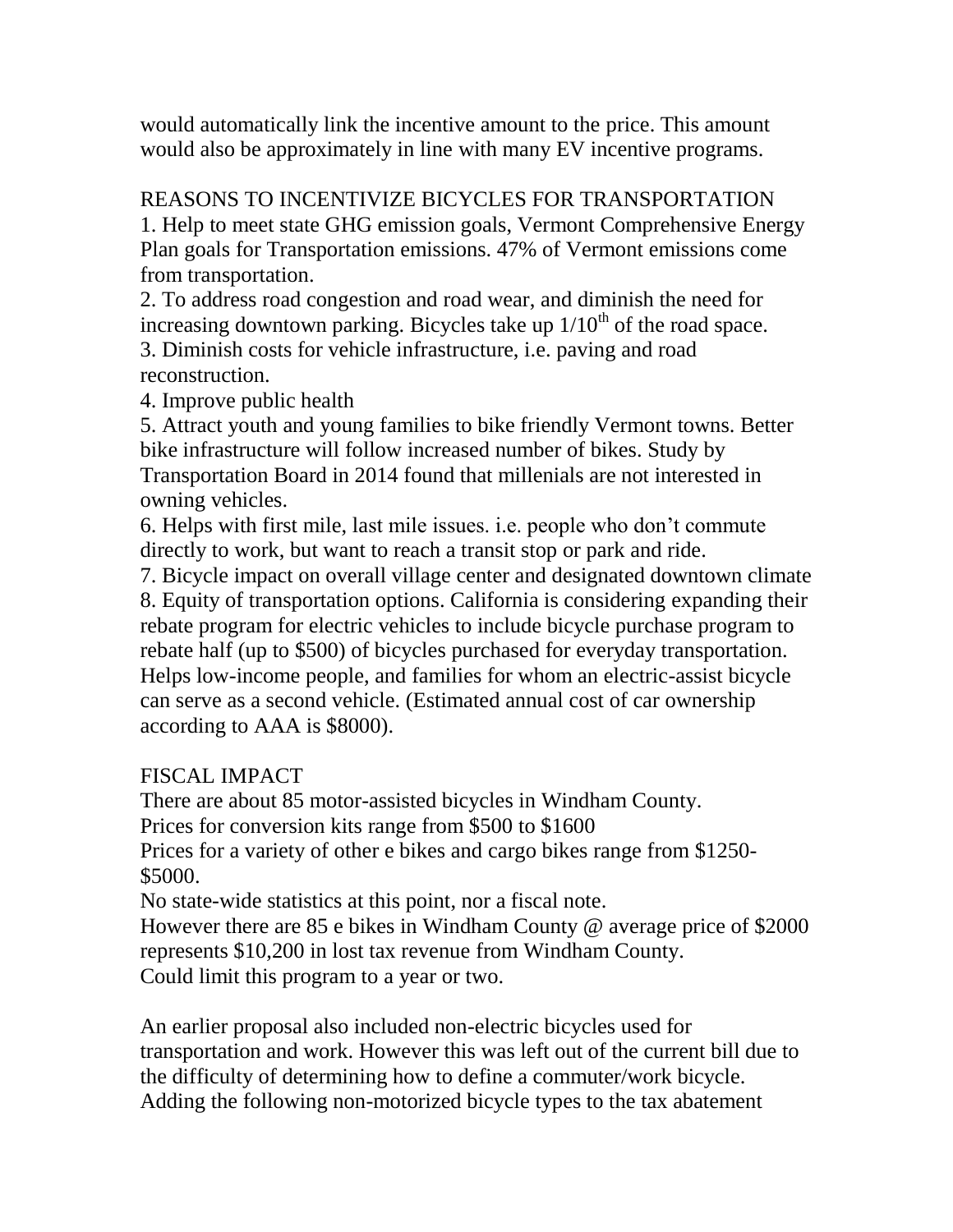would automatically link the incentive amount to the price. This amount would also be approximately in line with many EV incentive programs.

## REASONS TO INCENTIVIZE BICYCLES FOR TRANSPORTATION

1. Help to meet state GHG emission goals, Vermont Comprehensive Energy Plan goals for Transportation emissions. 47% of Vermont emissions come from transportation.
2. To address road congestion and road wear, and diminish the need for increasing downtown parking. Bicycles take up $1/10^{th}$ of the road space.
3. Diminish costs for vehicle infrastructure, i.e. paving and road reconstruction.
4. Improve public health
5. Attract youth and young families to bike friendly Vermont towns. Better bike infrastructure will follow increased number of bikes. Study by Transportation Board in 2014 found that millenials are not interested in owning vehicles.
6. Helps with first mile, last mile issues. i.e. people who don't commute directly to work, but want to reach a transit stop or park and ride.
7. Bicycle impact on overall village center and designated downtown climate
8. Equity of transportation options. California is considering expanding their rebate program for electric vehicles to include bicycle purchase program to rebate half (up to $500) of bicycles purchased for everyday transportation. Helps low-income people, and families for whom an electric-assist bicycle can serve as a second vehicle. (Estimated annual cost of car ownership according to AAA is $8000).

## FISCAL IMPACT

There are about 85 motor-assisted bicycles in Windham County.
Prices for conversion kits range from $500 to $1600
Prices for a variety of other e bikes and cargo bikes range from $1250-$5000.
No state-wide statistics at this point, nor a fiscal note.
However there are 85 e bikes in Windham County @ average price of $2000 represents $10,200 in lost tax revenue from Windham County.
Could limit this program to a year or two.

An earlier proposal also included non-electric bicycles used for transportation and work. However this was left out of the current bill due to the difficulty of determining how to define a commuter/work bicycle. Adding the following non-motorized bicycle types to the tax abatement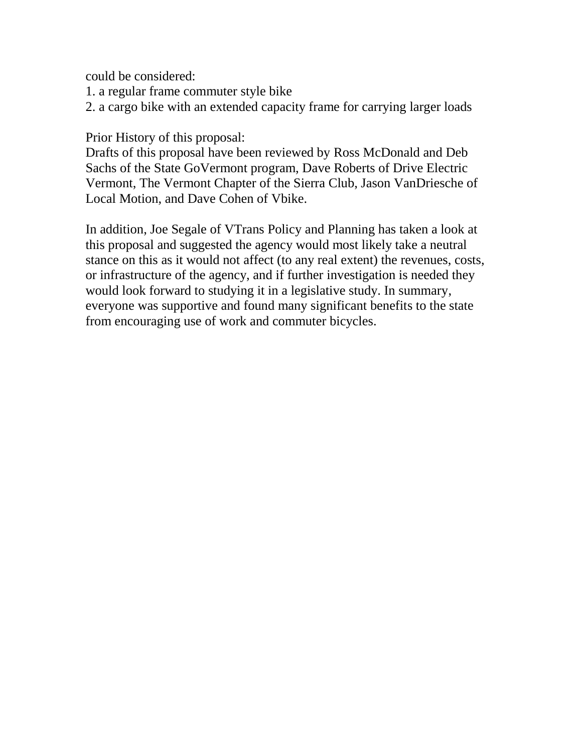could be considered:

1. a regular frame commuter style bike
2. a cargo bike with an extended capacity frame for carrying larger loads

Prior History of this proposal:

Drafts of this proposal have been reviewed by Ross McDonald and Deb Sachs of the State GoVermont program, Dave Roberts of Drive Electric Vermont, The Vermont Chapter of the Sierra Club, Jason VanDriesche of Local Motion, and Dave Cohen of Vbike.

In addition, Joe Segale of VTrans Policy and Planning has taken a look at this proposal and suggested the agency would most likely take a neutral stance on this as it would not affect (to any real extent) the revenues, costs, or infrastructure of the agency, and if further investigation is needed they would look forward to studying it in a legislative study. In summary, everyone was supportive and found many significant benefits to the state from encouraging use of work and commuter bicycles.